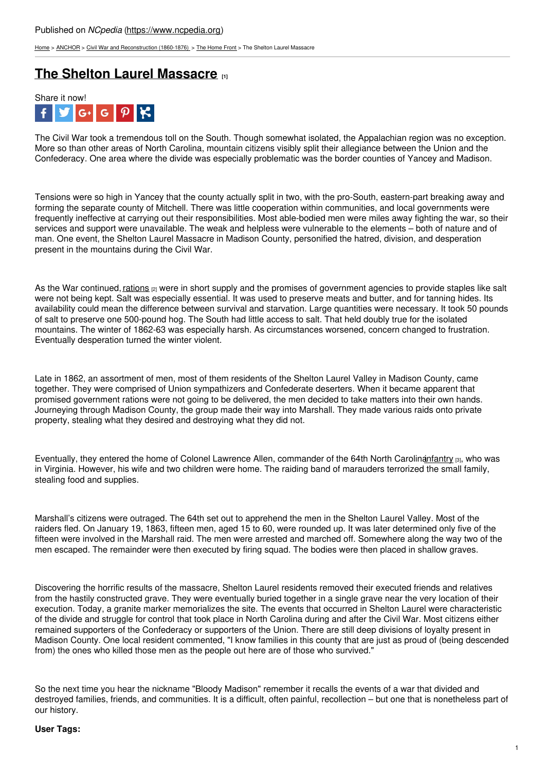Published on *NCpedia* (https://www.ncpedia.org)

Home > ANCHOR > Civil War and Reconstruction (1860-1876) > The Home Front > The Shelton Laurel Massacre

# The Shelton Laurel Massacre [1]

Share it now!

The Civil War took a tremendous toll on the South. Though somewhat isolated, the Appalachian region was no exception. More so than other areas of North Carolina, mountain citizens visibly split their allegiance between the Union and the Confederacy. One area where the divide was especially problematic was the border counties of Yancey and Madison.

Tensions were so high in Yancey that the county actually split in two, with the pro-South, eastern-part breaking away and forming the separate county of Mitchell. There was little cooperation within communities, and local governments were frequently ineffective at carrying out their responsibilities. Most able-bodied men were miles away fighting the war, so their services and support were unavailable. The weak and helpless were vulnerable to the elements – both of nature and of man. One event, the Shelton Laurel Massacre in Madison County, personified the hatred, division, and desperation present in the mountains during the Civil War.

As the War continued, rations [2] were in short supply and the promises of government agencies to provide staples like salt were not being kept. Salt was especially essential. It was used to preserve meats and butter, and for tanning hides. Its availability could mean the difference between survival and starvation. Large quantities were necessary. It took 50 pounds of salt to preserve one 500-pound hog. The South had little access to salt. That held doubly true for the isolated mountains. The winter of 1862-63 was especially harsh. As circumstances worsened, concern changed to frustration. Eventually desperation turned the winter violent.

Late in 1862, an assortment of men, most of them residents of the Shelton Laurel Valley in Madison County, came together. They were comprised of Union sympathizers and Confederate deserters. When it became apparent that promised government rations were not going to be delivered, the men decided to take matters into their own hands. Journeying through Madison County, the group made their way into Marshall. They made various raids onto private property, stealing what they desired and destroying what they did not.

Eventually, they entered the home of Colonel Lawrence Allen, commander of the 64th North Carolina infantry [3], who was in Virginia. However, his wife and two children were home. The raiding band of marauders terrorized the small family, stealing food and supplies.

Marshall's citizens were outraged. The 64th set out to apprehend the men in the Shelton Laurel Valley. Most of the raiders fled. On January 19, 1863, fifteen men, aged 15 to 60, were rounded up. It was later determined only five of the fifteen were involved in the Marshall raid. The men were arrested and marched off. Somewhere along the way two of the men escaped. The remainder were then executed by firing squad. The bodies were then placed in shallow graves.

Discovering the horrific results of the massacre, Shelton Laurel residents removed their executed friends and relatives from the hastily constructed grave. They were eventually buried together in a single grave near the very location of their execution. Today, a granite marker memorializes the site. The events that occurred in Shelton Laurel were characteristic of the divide and struggle for control that took place in North Carolina during and after the Civil War. Most citizens either remained supporters of the Confederacy or supporters of the Union. There are still deep divisions of loyalty present in Madison County. One local resident commented, "I know families in this county that are just as proud of (being descended from) the ones who killed those men as the people out here are of those who survived."

So the next time you hear the nickname "Bloody Madison" remember it recalls the events of a war that divided and destroyed families, friends, and communities. It is a difficult, often painful, recollection – but one that is nonetheless part of our history.

**User Tags:**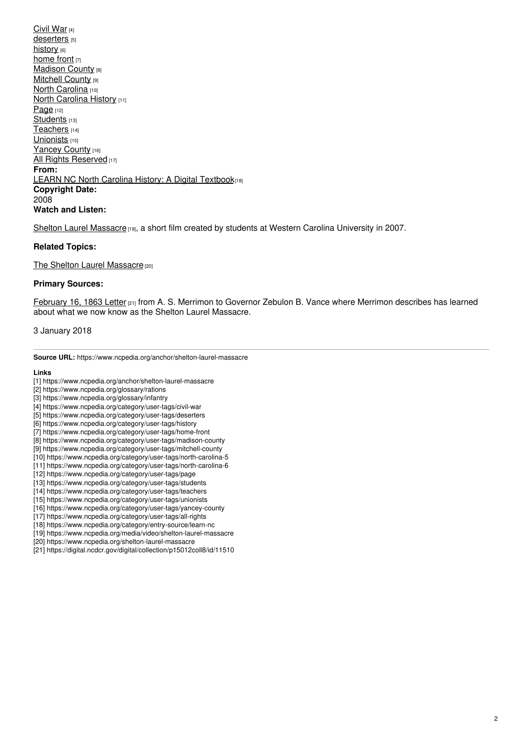Civil War [4]
deserters [5]
history [6]
home front [7]
Madison County [8]
Mitchell County [9]
North Carolina [10]
North Carolina History [11]
Page [12]
Students [13]
Teachers [14]
Unionists [15]
Yancey County [16]
All Rights Reserved [17]

**From:**
LEARN NC North Carolina History: A Digital Textbook [18]

**Copyright Date:**
2008

**Watch and Listen:**

Shelton Laurel Massacre [19], a short film created by students at Western Carolina University in 2007.

**Related Topics:**

The Shelton Laurel Massacre [20]

**Primary Sources:**

February 16, 1863 Letter [21] from A. S. Merrimon to Governor Zebulon B. Vance where Merrimon describes has learned about what we now know as the Shelton Laurel Massacre.

3 January 2018

---

**Source URL:** https://www.ncpedia.org/anchor/shelton-laurel-massacre

**Links**

[1] https://www.ncpedia.org/anchor/shelton-laurel-massacre
[2] https://www.ncpedia.org/glossary/rations
[3] https://www.ncpedia.org/glossary/infantry
[4] https://www.ncpedia.org/category/user-tags/civil-war
[5] https://www.ncpedia.org/category/user-tags/deserters
[6] https://www.ncpedia.org/category/user-tags/history
[7] https://www.ncpedia.org/category/user-tags/home-front
[8] https://www.ncpedia.org/category/user-tags/madison-county
[9] https://www.ncpedia.org/category/user-tags/mitchell-county
[10] https://www.ncpedia.org/category/user-tags/north-carolina-5
[11] https://www.ncpedia.org/category/user-tags/north-carolina-6
[12] https://www.ncpedia.org/category/user-tags/page
[13] https://www.ncpedia.org/category/user-tags/students
[14] https://www.ncpedia.org/category/user-tags/teachers
[15] https://www.ncpedia.org/category/user-tags/unionists
[16] https://www.ncpedia.org/category/user-tags/yancey-county
[17] https://www.ncpedia.org/category/user-tags/all-rights
[18] https://www.ncpedia.org/category/entry-source/learn-nc
[19] https://www.ncpedia.org/media/video/shelton-laurel-massacre
[20] https://www.ncpedia.org/shelton-laurel-massacre
[21] https://digital.ncdcr.gov/digital/collection/p15012coll8/id/11510